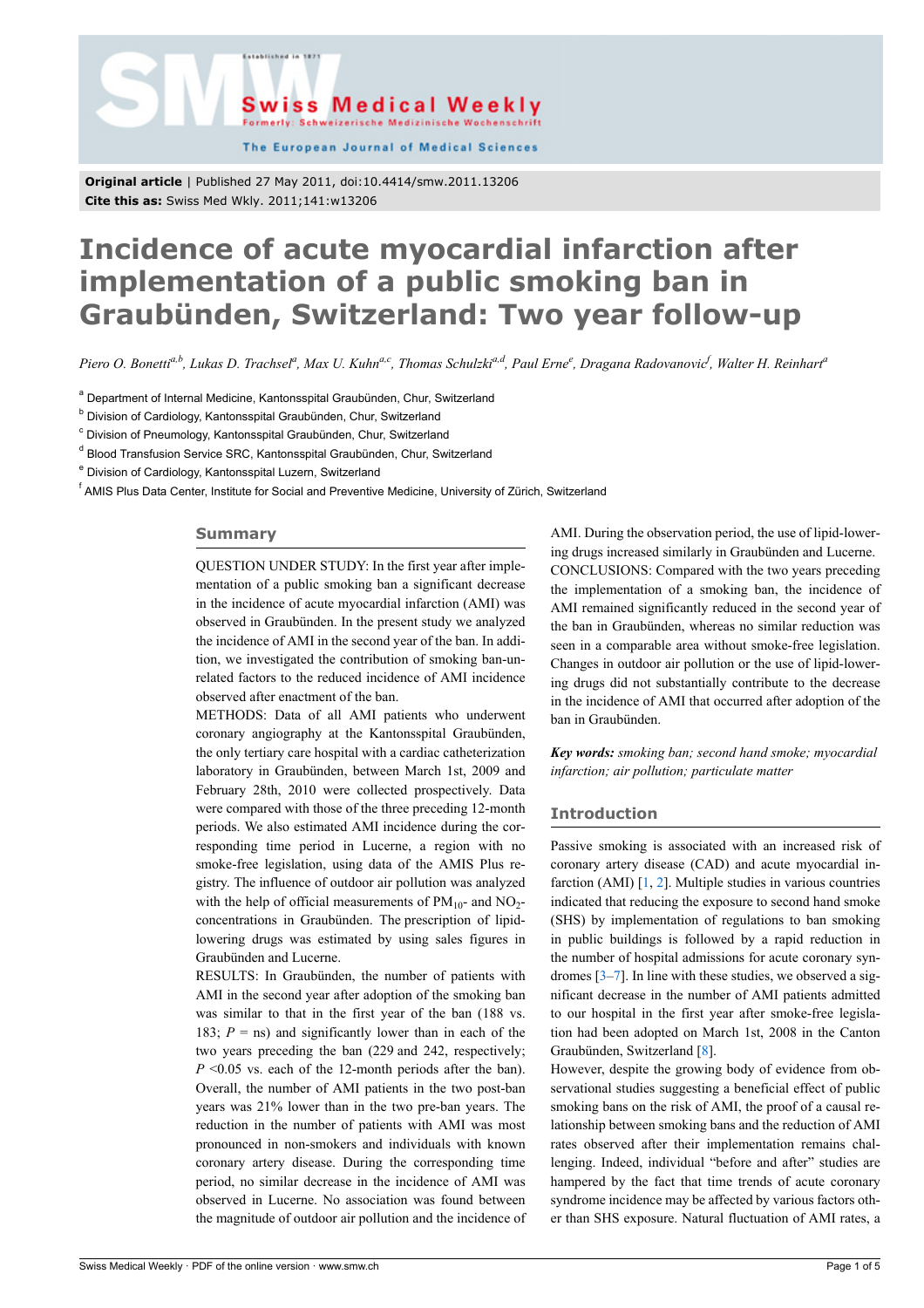**Original article** | Published 27 May 2011, doi:10.4414/smw.2011.13206
**Cite this as:** Swiss Med Wkly. 2011;141:w13206

# Incidence of acute myocardial infarction after implementation of a public smoking ban in Graubünden, Switzerland: Two year follow-up

*Piero O. Bonetti[a,b], Lukas D. Trachsel[a], Max U. Kuhn[a,c], Thomas Schulzki[a,d], Paul Erne[e], Dragana Radovanovic[f], Walter H. Reinhart[a]*

[a] Department of Internal Medicine, Kantonsspital Graubünden, Chur, Switzerland
[b] Division of Cardiology, Kantonsspital Graubünden, Chur, Switzerland
[c] Division of Pneumology, Kantonsspital Graubünden, Chur, Switzerland
[d] Blood Transfusion Service SRC, Kantonsspital Graubünden, Chur, Switzerland
[e] Division of Cardiology, Kantonsspital Luzern, Switzerland
[f] AMIS Plus Data Center, Institute for Social and Preventive Medicine, University of Zürich, Switzerland

## Summary

QUESTION UNDER STUDY: In the first year after implementation of a public smoking ban a significant decrease in the incidence of acute myocardial infarction (AMI) was observed in Graubünden. In the present study we analyzed the incidence of AMI in the second year of the ban. In addition, we investigated the contribution of smoking ban-unrelated factors to the reduced incidence of AMI incidence observed after enactment of the ban.

METHODS: Data of all AMI patients who underwent coronary angiography at the Kantonsspital Graubünden, the only tertiary care hospital with a cardiac catheterization laboratory in Graubünden, between March 1st, 2009 and February 28th, 2010 were collected prospectively. Data were compared with those of the three preceding 12-month periods. We also estimated AMI incidence during the corresponding time period in Lucerne, a region with no smoke-free legislation, using data of the AMIS Plus registry. The influence of outdoor air pollution was analyzed with the help of official measurements of $PM_{10}$- and $NO_2$-concentrations in Graubünden. The prescription of lipid-lowering drugs was estimated by using sales figures in Graubünden and Lucerne.

RESULTS: In Graubünden, the number of patients with AMI in the second year after adoption of the smoking ban was similar to that in the first year of the ban (188 vs. 183; $P$ = ns) and significantly lower than in each of the two years preceding the ban (229 and 242, respectively; $P$ <0.05 vs. each of the 12-month periods after the ban). Overall, the number of AMI patients in the two post-ban years was 21% lower than in the two pre-ban years. The reduction in the number of patients with AMI was most pronounced in non-smokers and individuals with known coronary artery disease. During the corresponding time period, no similar decrease in the incidence of AMI was observed in Lucerne. No association was found between the magnitude of outdoor air pollution and the incidence of AMI. During the observation period, the use of lipid-lowering drugs increased similarly in Graubünden and Lucerne.

CONCLUSIONS: Compared with the two years preceding the implementation of a smoking ban, the incidence of AMI remained significantly reduced in the second year of the ban in Graubünden, whereas no similar reduction was seen in a comparable area without smoke-free legislation. Changes in outdoor air pollution or the use of lipid-lowering drugs did not substantially contribute to the decrease in the incidence of AMI that occurred after adoption of the ban in Graubünden.

***Key words:*** *smoking ban; second hand smoke; myocardial infarction; air pollution; particulate matter*

## Introduction

Passive smoking is associated with an increased risk of coronary artery disease (CAD) and acute myocardial infarction (AMI) [1, 2]. Multiple studies in various countries indicated that reducing the exposure to second hand smoke (SHS) by implementation of regulations to ban smoking in public buildings is followed by a rapid reduction in the number of hospital admissions for acute coronary syndromes [3–7]. In line with these studies, we observed a significant decrease in the number of AMI patients admitted to our hospital in the first year after smoke-free legislation had been adopted on March 1st, 2008 in the Canton Graubünden, Switzerland [8].

However, despite the growing body of evidence from observational studies suggesting a beneficial effect of public smoking bans on the risk of AMI, the proof of a causal relationship between smoking bans and the reduction of AMI rates observed after their implementation remains challenging. Indeed, individual "before and after" studies are hampered by the fact that time trends of acute coronary syndrome incidence may be affected by various factors other than SHS exposure. Natural fluctuation of AMI rates, a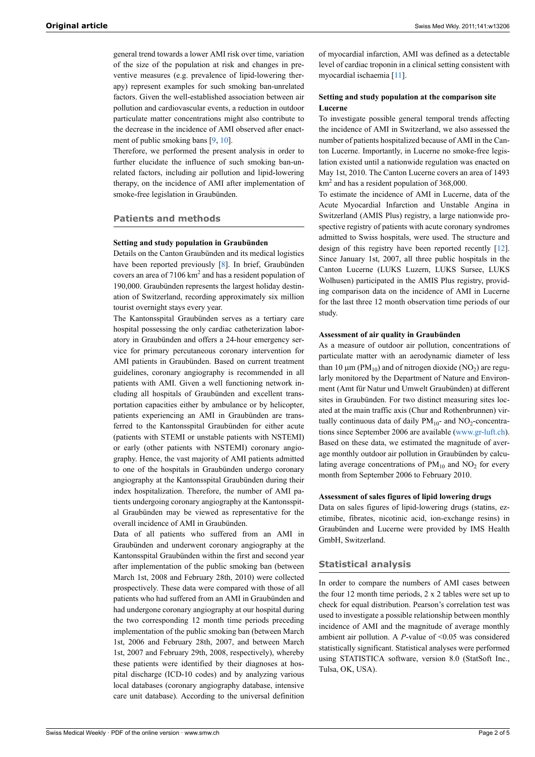general trend towards a lower AMI risk over time, variation of the size of the population at risk and changes in preventive measures (e.g. prevalence of lipid-lowering therapy) represent examples for such smoking ban-unrelated factors. Given the well-established association between air pollution and cardiovascular events, a reduction in outdoor particulate matter concentrations might also contribute to the decrease in the incidence of AMI observed after enactment of public smoking bans [9, 10].

Therefore, we performed the present analysis in order to further elucidate the influence of such smoking ban-unrelated factors, including air pollution and lipid-lowering therapy, on the incidence of AMI after implementation of smoke-free legislation in Graubünden.

## Patients and methods

### Setting and study population in Graubünden

Details on the Canton Graubünden and its medical logistics have been reported previously [8]. In brief, Graubünden covers an area of 7106 $km^2$ and has a resident population of 190,000. Graubünden represents the largest holiday destination of Switzerland, recording approximately six million tourist overnight stays every year.

The Kantonsspital Graubünden serves as a tertiary care hospital possessing the only cardiac catheterization laboratory in Graubünden and offers a 24-hour emergency service for primary percutaneous coronary intervention for AMI patients in Graubünden. Based on current treatment guidelines, coronary angiography is recommended in all patients with AMI. Given a well functioning network including all hospitals of Graubünden and excellent transportation capacities either by ambulance or by helicopter, patients experiencing an AMI in Graubünden are transferred to the Kantonsspital Graubünden for either acute (patients with STEMI or unstable patients with NSTEMI) or early (other patients with NSTEMI) coronary angiography. Hence, the vast majority of AMI patients admitted to one of the hospitals in Graubünden undergo coronary angiography at the Kantonsspital Graubünden during their index hospitalization. Therefore, the number of AMI patients undergoing coronary angiography at the Kantonsspital Graubünden may be viewed as representative for the overall incidence of AMI in Graubünden.

Data of all patients who suffered from an AMI in Graubünden and underwent coronary angiography at the Kantonsspital Graubünden within the first and second year after implementation of the public smoking ban (between March 1st, 2008 and February 28th, 2010) were collected prospectively. These data were compared with those of all patients who had suffered from an AMI in Graubünden and had undergone coronary angiography at our hospital during the two corresponding 12 month time periods preceding implementation of the public smoking ban (between March 1st, 2006 and February 28th, 2007, and between March 1st, 2007 and February 29th, 2008, respectively), whereby these patients were identified by their diagnoses at hospital discharge (ICD-10 codes) and by analyzing various local databases (coronary angiography database, intensive care unit database). According to the universal definition of myocardial infarction, AMI was defined as a detectable level of cardiac troponin in a clinical setting consistent with myocardial ischaemia [11].

### Setting and study population at the comparison site Lucerne

To investigate possible general temporal trends affecting the incidence of AMI in Switzerland, we also assessed the number of patients hospitalized because of AMI in the Canton Lucerne. Importantly, in Lucerne no smoke-free legislation existed until a nationwide regulation was enacted on May 1st, 2010. The Canton Lucerne covers an area of 1493 $km^2$ and has a resident population of 368,000.

To estimate the incidence of AMI in Lucerne, data of the Acute Myocardial Infarction and Unstable Angina in Switzerland (AMIS Plus) registry, a large nationwide prospective registry of patients with acute coronary syndromes admitted to Swiss hospitals, were used. The structure and design of this registry have been reported recently [12]. Since January 1st, 2007, all three public hospitals in the Canton Lucerne (LUKS Luzern, LUKS Sursee, LUKS Wolhusen) participated in the AMIS Plus registry, providing comparison data on the incidence of AMI in Lucerne for the last three 12 month observation time periods of our study.

### Assessment of air quality in Graubünden

As a measure of outdoor air pollution, concentrations of particulate matter with an aerodynamic diameter of less than 10 µm ($PM_{10}$) and of nitrogen dioxide ($NO_2$) are regularly monitored by the Department of Nature and Environment (Amt für Natur und Umwelt Graubünden) at different sites in Graubünden. For two distinct measuring sites located at the main traffic axis (Chur and Rothenbrunnen) virtually continuous data of daily $PM_{10}$- and $NO_2$-concentrations since September 2006 are available (www.gr-luft.ch). Based on these data, we estimated the magnitude of average monthly outdoor air pollution in Graubünden by calculating average concentrations of $PM_{10}$ and $NO_2$ for every month from September 2006 to February 2010.

### Assessment of sales figures of lipid lowering drugs

Data on sales figures of lipid-lowering drugs (statins, ezetimibe, fibrates, nicotinic acid, ion-exchange resins) in Graubünden and Lucerne were provided by IMS Health GmbH, Switzerland.

## Statistical analysis

In order to compare the numbers of AMI cases between the four 12 month time periods, 2 x 2 tables were set up to check for equal distribution. Pearson's correlation test was used to investigate a possible relationship between monthly incidence of AMI and the magnitude of average monthly ambient air pollution. A *P*-value of $<0.05$ was considered statistically significant. Statistical analyses were performed using STATISTICA software, version 8.0 (StatSoft Inc., Tulsa, OK, USA).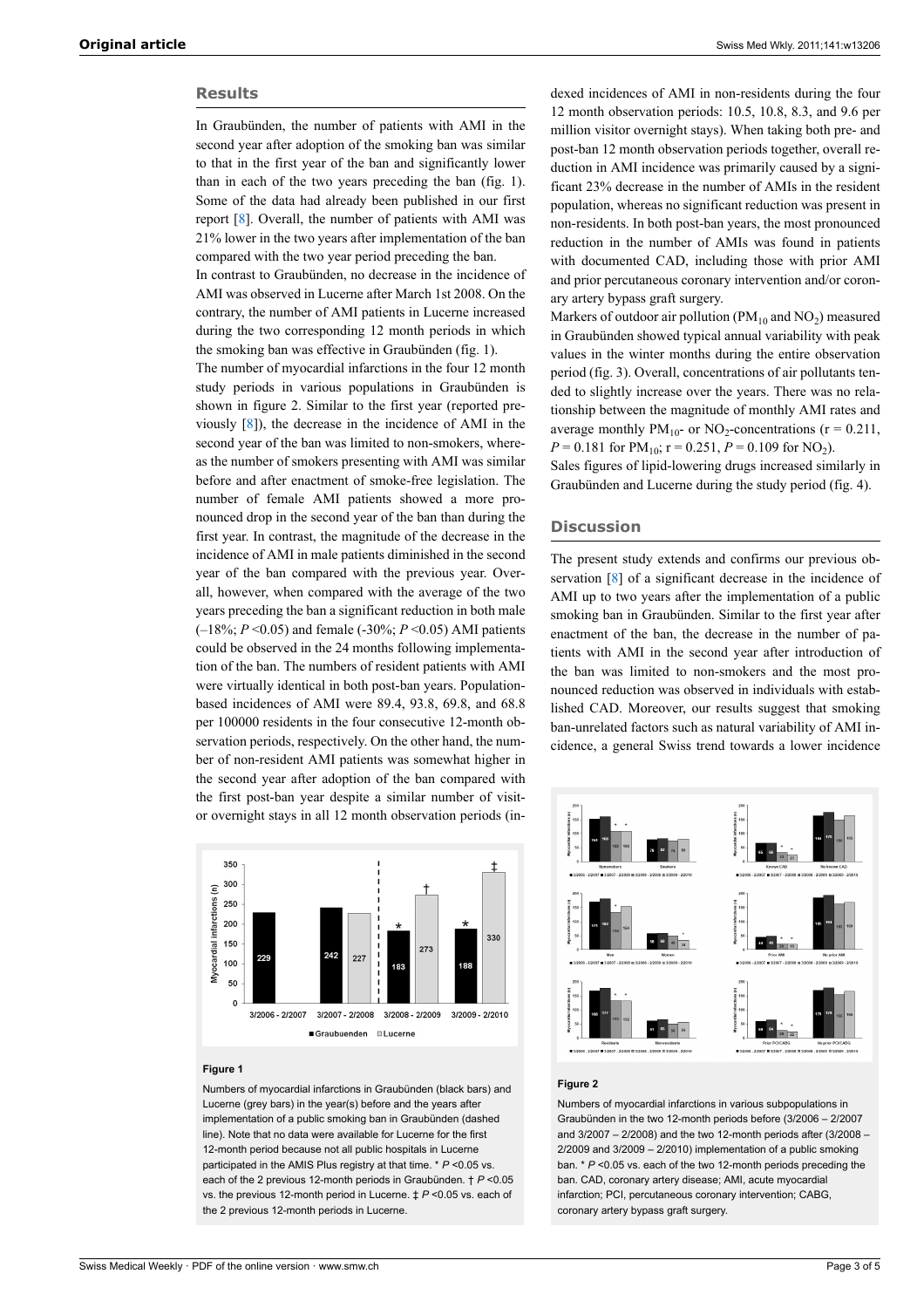## Results

In Graubünden, the number of patients with AMI in the second year after adoption of the smoking ban was similar to that in the first year of the ban and significantly lower than in each of the two years preceding the ban (fig. 1). Some of the data had already been published in our first report [8]. Overall, the number of patients with AMI was 21% lower in the two years after implementation of the ban compared with the two year period preceding the ban.

In contrast to Graubünden, no decrease in the incidence of AMI was observed in Lucerne after March 1st 2008. On the contrary, the number of AMI patients in Lucerne increased during the two corresponding 12 month periods in which the smoking ban was effective in Graubünden (fig. 1).

The number of myocardial infarctions in the four 12 month study periods in various populations in Graubünden is shown in figure 2. Similar to the first year (reported previously [8]), the decrease in the incidence of AMI in the second year of the ban was limited to non-smokers, whereas the number of smokers presenting with AMI was similar before and after enactment of smoke-free legislation. The number of female AMI patients showed a more pronounced drop in the second year of the ban than during the first year. In contrast, the magnitude of the decrease in the incidence of AMI in male patients diminished in the second year of the ban compared with the previous year. Overall, however, when compared with the average of the two years preceding the ban a significant reduction in both male (–18%; $P$ <0.05) and female (-30%; $P$ <0.05) AMI patients could be observed in the 24 months following implementation of the ban. The numbers of resident patients with AMI were virtually identical in both post-ban years. Population-based incidences of AMI were 89.4, 93.8, 69.8, and 68.8 per 100000 residents in the four consecutive 12-month observation periods, respectively. On the other hand, the number of non-resident AMI patients was somewhat higher in the second year after adoption of the ban compared with the first post-ban year despite a similar number of visitor overnight stays in all 12 month observation periods (indexed incidences of AMI in non-residents during the four 12 month observation periods: 10.5, 10.8, 8.3, and 9.6 per million visitor overnight stays). When taking both pre- and post-ban 12 month observation periods together, overall reduction in AMI incidence was primarily caused by a significant 23% decrease in the number of AMIs in the resident population, whereas no significant reduction was present in non-residents. In both post-ban years, the most pronounced reduction in the number of AMIs was found in patients with documented CAD, including those with prior AMI and prior percutaneous coronary intervention and/or coronary artery bypass graft surgery.

Markers of outdoor air pollution ($PM_{10}$ and $NO_2$) measured in Graubünden showed typical annual variability with peak values in the winter months during the entire observation period (fig. 3). Overall, concentrations of air pollutants tended to slightly increase over the years. There was no relationship between the magnitude of monthly AMI rates and average monthly $PM_{10}$- or $NO_2$-concentrations ($r = 0.211$, $P = 0.181$ for $PM_{10}$; $r = 0.251$, $P = 0.109$ for $NO_2$).

Sales figures of lipid-lowering drugs increased similarly in Graubünden and Lucerne during the study period (fig. 4).

## Discussion

The present study extends and confirms our previous observation [8] of a significant decrease in the incidence of AMI up to two years after the implementation of a public smoking ban in Graubünden. Similar to the first year after enactment of the ban, the decrease in the number of patients with AMI in the second year after introduction of the ban was limited to non-smokers and the most pronounced reduction was observed in individuals with established CAD. Moreover, our results suggest that smoking ban-unrelated factors such as natural variability of AMI incidence, a general Swiss trend towards a lower incidence

**Figure 1**

Numbers of myocardial infarctions in Graubünden (black bars) and Lucerne (grey bars) in the year(s) before and after implementation of a public smoking ban in Graubünden (dashed line). Note that no data were available for Lucerne for the first 12-month period because not all public hospitals in Lucerne participated in the AMIS Plus registry at that time. * $P$ <0.05 vs. each of the 2 previous 12-month periods in Graubünden. † $P$ <0.05 vs. the previous 12-month period in Lucerne. ‡ $P$ <0.05 vs. each of the 2 previous 12-month periods in Lucerne.

**Figure 2**

Numbers of myocardial infarctions in various subpopulations in Graubünden in the two 12-month periods before (3/2006 – 2/2007 and 3/2007 – 2/2008) and the two 12-month periods after (3/2008 – 2/2009 and 3/2009 – 2/2010) implementation of a public smoking ban. * $P$ <0.05 vs. each of the two 12-month periods preceding the ban. CAD, coronary artery disease; AMI, acute myocardial infarction; PCI, percutaneous coronary intervention; CABG, coronary artery bypass graft surgery.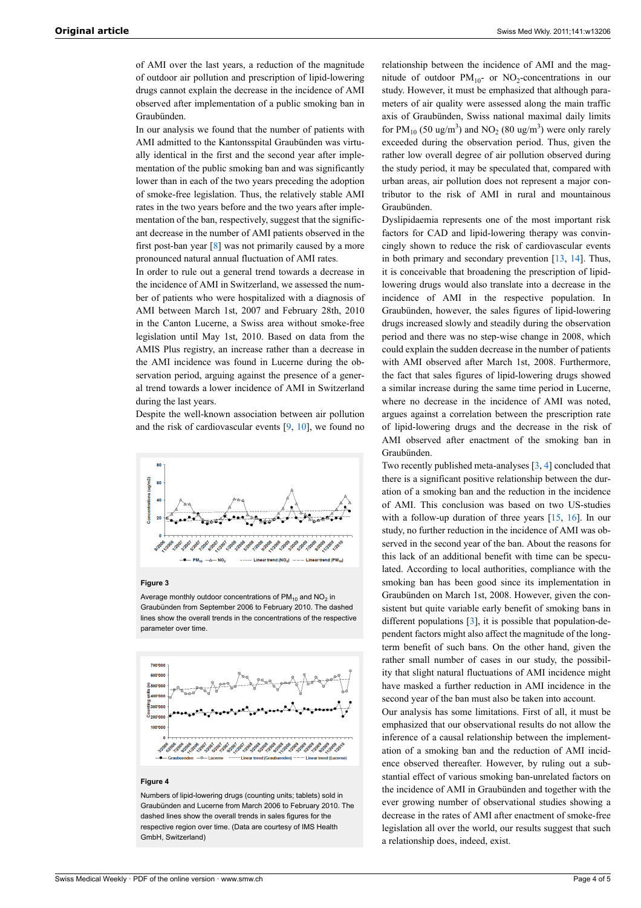of AMI over the last years, a reduction of the magnitude of outdoor air pollution and prescription of lipid-lowering drugs cannot explain the decrease in the incidence of AMI observed after implementation of a public smoking ban in Graubünden.

In our analysis we found that the number of patients with AMI admitted to the Kantonsspital Graubünden was virtually identical in the first and the second year after implementation of the public smoking ban and was significantly lower than in each of the two years preceding the adoption of smoke-free legislation. Thus, the relatively stable AMI rates in the two years before and the two years after implementation of the ban, respectively, suggest that the significant decrease in the number of AMI patients observed in the first post-ban year [8] was not primarily caused by a more pronounced natural annual fluctuation of AMI rates.

In order to rule out a general trend towards a decrease in the incidence of AMI in Switzerland, we assessed the number of patients who were hospitalized with a diagnosis of AMI between March 1st, 2007 and February 28th, 2010 in the Canton Lucerne, a Swiss area without smoke-free legislation until May 1st, 2010. Based on data from the AMIS Plus registry, an increase rather than a decrease in the AMI incidence was found in Lucerne during the observation period, arguing against the presence of a general trend towards a lower incidence of AMI in Switzerland during the last years.

Despite the well-known association between air pollution and the risk of cardiovascular events [9, 10], we found no relationship between the incidence of AMI and the magnitude of outdoor $PM_{10}$- or $NO_2$-concentrations in our study. However, it must be emphasized that although parameters of air quality were assessed along the main traffic axis of Graubünden, Swiss national maximal daily limits for $PM_{10}$ (50 ug/m$^3$) and $NO_2$ (80 ug/m$^3$) were only rarely exceeded during the observation period. Thus, given the rather low overall degree of air pollution observed during the study period, it may be speculated that, compared with urban areas, air pollution does not represent a major contributor to the risk of AMI in rural and mountainous Graubünden.

**Figure 3**

Average monthly outdoor concentrations of $PM_{10}$ and $NO_2$ in Graubünden from September 2006 to February 2010. The dashed lines show the overall trends in the concentrations of the respective parameter over time.

**Figure 4**

Numbers of lipid-lowering drugs (counting units; tablets) sold in Graubünden and Lucerne from March 2006 to February 2010. The dashed lines show the overall trends in sales figures for the respective region over time. (Data are courtesy of IMS Health GmbH, Switzerland)

Dyslipidaemia represents one of the most important risk factors for CAD and lipid-lowering therapy was convincingly shown to reduce the risk of cardiovascular events in both primary and secondary prevention [13, 14]. Thus, it is conceivable that broadening the prescription of lipid-lowering drugs would also translate into a decrease in the incidence of AMI in the respective population. In Graubünden, however, the sales figures of lipid-lowering drugs increased slowly and steadily during the observation period and there was no step-wise change in 2008, which could explain the sudden decrease in the number of patients with AMI observed after March 1st, 2008. Furthermore, the fact that sales figures of lipid-lowering drugs showed a similar increase during the same time period in Lucerne, where no decrease in the incidence of AMI was noted, argues against a correlation between the prescription rate of lipid-lowering drugs and the decrease in the risk of AMI observed after enactment of the smoking ban in Graubünden.

Two recently published meta-analyses [3, 4] concluded that there is a significant positive relationship between the duration of a smoking ban and the reduction in the incidence of AMI. This conclusion was based on two US-studies with a follow-up duration of three years [15, 16]. In our study, no further reduction in the incidence of AMI was observed in the second year of the ban. About the reasons for this lack of an additional benefit with time can be speculated. According to local authorities, compliance with the smoking ban has been good since its implementation in Graubünden on March 1st, 2008. However, given the consistent but quite variable early benefit of smoking bans in different populations [3], it is possible that population-dependent factors might also affect the magnitude of the long-term benefit of such bans. On the other hand, given the rather small number of cases in our study, the possibility that slight natural fluctuations of AMI incidence might have masked a further reduction in AMI incidence in the second year of the ban must also be taken into account.

Our analysis has some limitations. First of all, it must be emphasized that our observational results do not allow the inference of a causal relationship between the implementation of a smoking ban and the reduction of AMI incidence observed thereafter. However, by ruling out a substantial effect of various smoking ban-unrelated factors on the incidence of AMI in Graubünden and together with the ever growing number of observational studies showing a decrease in the rates of AMI after enactment of smoke-free legislation all over the world, our results suggest that such a relationship does, indeed, exist.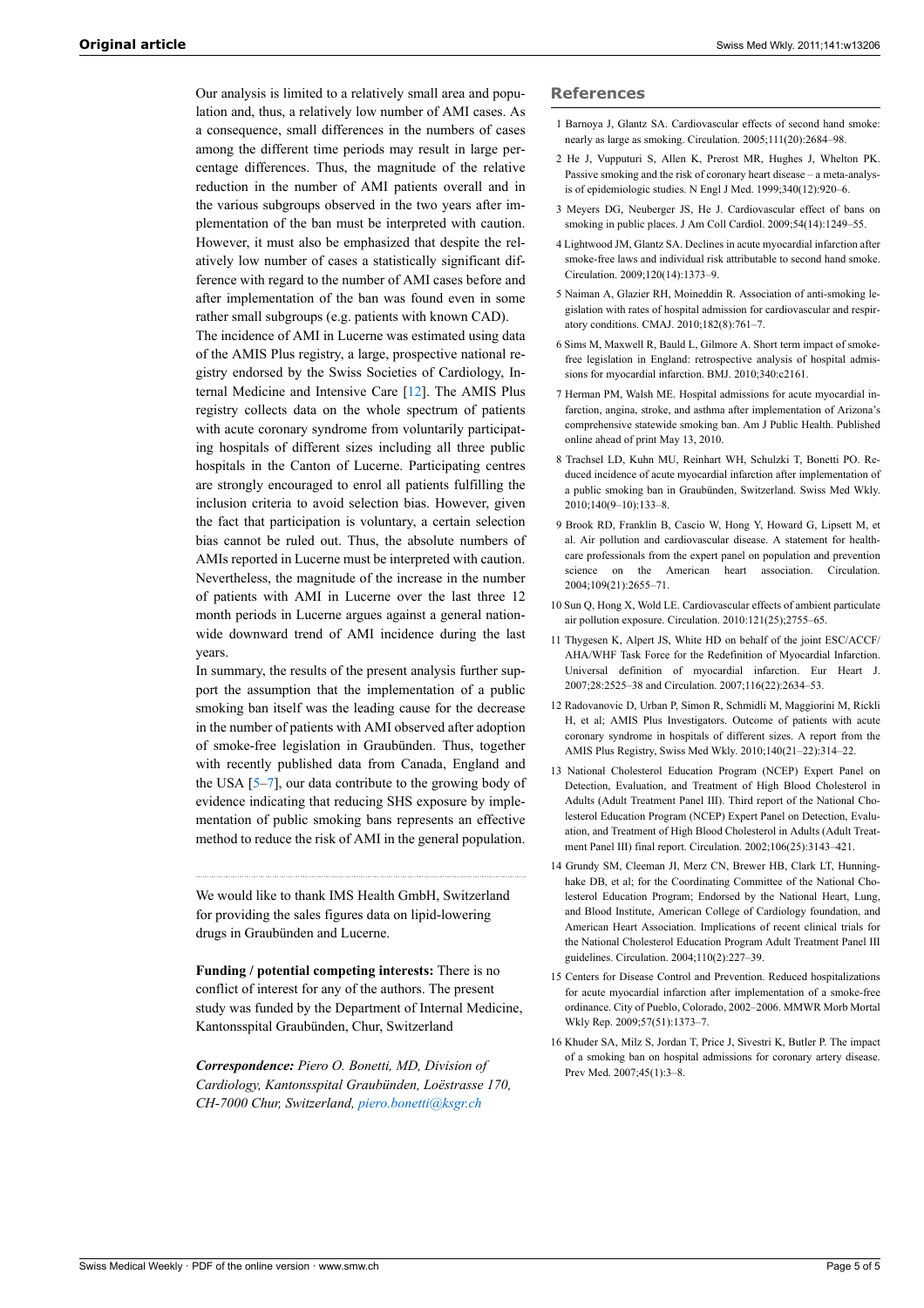Our analysis is limited to a relatively small area and population and, thus, a relatively low number of AMI cases. As a consequence, small differences in the numbers of cases among the different time periods may result in large percentage differences. Thus, the magnitude of the relative reduction in the number of AMI patients overall and in the various subgroups observed in the two years after implementation of the ban must be interpreted with caution. However, it must also be emphasized that despite the relatively low number of cases a statistically significant difference with regard to the number of AMI cases before and after implementation of the ban was found even in some rather small subgroups (e.g. patients with known CAD).

The incidence of AMI in Lucerne was estimated using data of the AMIS Plus registry, a large, prospective national registry endorsed by the Swiss Societies of Cardiology, Internal Medicine and Intensive Care [12]. The AMIS Plus registry collects data on the whole spectrum of patients with acute coronary syndrome from voluntarily participating hospitals of different sizes including all three public hospitals in the Canton of Lucerne. Participating centres are strongly encouraged to enrol all patients fulfilling the inclusion criteria to avoid selection bias. However, given the fact that participation is voluntary, a certain selection bias cannot be ruled out. Thus, the absolute numbers of AMIs reported in Lucerne must be interpreted with caution. Nevertheless, the magnitude of the increase in the number of patients with AMI in Lucerne over the last three 12 month periods in Lucerne argues against a general nationwide downward trend of AMI incidence during the last years.

In summary, the results of the present analysis further support the assumption that the implementation of a public smoking ban itself was the leading cause for the decrease in the number of patients with AMI observed after adoption of smoke-free legislation in Graubünden. Thus, together with recently published data from Canada, England and the USA [5–7], our data contribute to the growing body of evidence indicating that reducing SHS exposure by implementation of public smoking bans represents an effective method to reduce the risk of AMI in the general population.

---

We would like to thank IMS Health GmbH, Switzerland for providing the sales figures data on lipid-lowering drugs in Graubünden and Lucerne.

**Funding / potential competing interests:** There is no conflict of interest for any of the authors. The present study was funded by the Department of Internal Medicine, Kantonsspital Graubünden, Chur, Switzerland

***Correspondence:*** *Piero O. Bonetti, MD, Division of Cardiology, Kantonsspital Graubünden, Loëstrasse 170, CH-7000 Chur, Switzerland, piero.bonetti@ksgr.ch*

## References

1. Barnoya J, Glantz SA. Cardiovascular effects of second hand smoke: nearly as large as smoking. Circulation. 2005;111(20):2684–98.
2. He J, Vupputuri S, Allen K, Prerost MR, Hughes J, Whelton PK. Passive smoking and the risk of coronary heart disease – a meta-analysis of epidemiologic studies. N Engl J Med. 1999;340(12):920–6.
3. Meyers DG, Neuberger JS, He J. Cardiovascular effect of bans on smoking in public places. J Am Coll Cardiol. 2009;54(14):1249–55.
4. Lightwood JM, Glantz SA. Declines in acute myocardial infarction after smoke-free laws and individual risk attributable to second hand smoke. Circulation. 2009;120(14):1373–9.
5. Naiman A, Glazier RH, Moineddin R. Association of anti-smoking legislation with rates of hospital admission for cardiovascular and respiratory conditions. CMAJ. 2010;182(8):761–7.
6. Sims M, Maxwell R, Bauld L, Gilmore A. Short term impact of smoke-free legislation in England: retrospective analysis of hospital admissions for myocardial infarction. BMJ. 2010;340:c2161.
7. Herman PM, Walsh ME. Hospital admissions for acute myocardial infarction, angina, stroke, and asthma after implementation of Arizona's comprehensive statewide smoking ban. Am J Public Health. Published online ahead of print May 13, 2010.
8. Trachsel LD, Kuhn MU, Reinhart WH, Schulzki T, Bonetti PO. Reduced incidence of acute myocardial infarction after implementation of a public smoking ban in Graubünden, Switzerland. Swiss Med Wkly. 2010;140(9–10):133–8.
9. Brook RD, Franklin B, Cascio W, Hong Y, Howard G, Lipsett M, et al. Air pollution and cardiovascular disease. A statement for healthcare professionals from the expert panel on population and prevention science on the American heart association. Circulation. 2004;109(21):2655–71.
10. Sun Q, Hong X, Wold LE. Cardiovascular effects of ambient particulate air pollution exposure. Circulation. 2010:121(25);2755–65.
11. Thygesen K, Alpert JS, White HD on behalf of the joint ESC/ACCF/AHA/WHF Task Force for the Redefinition of Myocardial Infarction. Universal definition of myocardial infarction. Eur Heart J. 2007;28:2525–38 and Circulation. 2007;116(22):2634–53.
12. Radovanovic D, Urban P, Simon R, Schmidli M, Maggiorini M, Rickli H, et al; AMIS Plus Investigators. Outcome of patients with acute coronary syndrome in hospitals of different sizes. A report from the AMIS Plus Registry, Swiss Med Wkly. 2010;140(21–22):314–22.
13. National Cholesterol Education Program (NCEP) Expert Panel on Detection, Evaluation, and Treatment of High Blood Cholesterol in Adults (Adult Treatment Panel III). Third report of the National Cholesterol Education Program (NCEP) Expert Panel on Detection, Evaluation, and Treatment of High Blood Cholesterol in Adults (Adult Treatment Panel III) final report. Circulation. 2002;106(25):3143–421.
14. Grundy SM, Cleeman JI, Merz CN, Brewer HB, Clark LT, Hunninghake DB, et al; for the Coordinating Committee of the National Cholesterol Education Program; Endorsed by the National Heart, Lung, and Blood Institute, American College of Cardiology foundation, and American Heart Association. Implications of recent clinical trials for the National Cholesterol Education Program Adult Treatment Panel III guidelines. Circulation. 2004;110(2):227–39.
15. Centers for Disease Control and Prevention. Reduced hospitalizations for acute myocardial infarction after implementation of a smoke-free ordinance. City of Pueblo, Colorado, 2002–2006. MMWR Morb Mortal Wkly Rep. 2009;57(51):1373–7.
16. Khuder SA, Milz S, Jordan T, Price J, Sivestri K, Butler P. The impact of a smoking ban on hospital admissions for coronary artery disease. Prev Med. 2007;45(1):3–8.